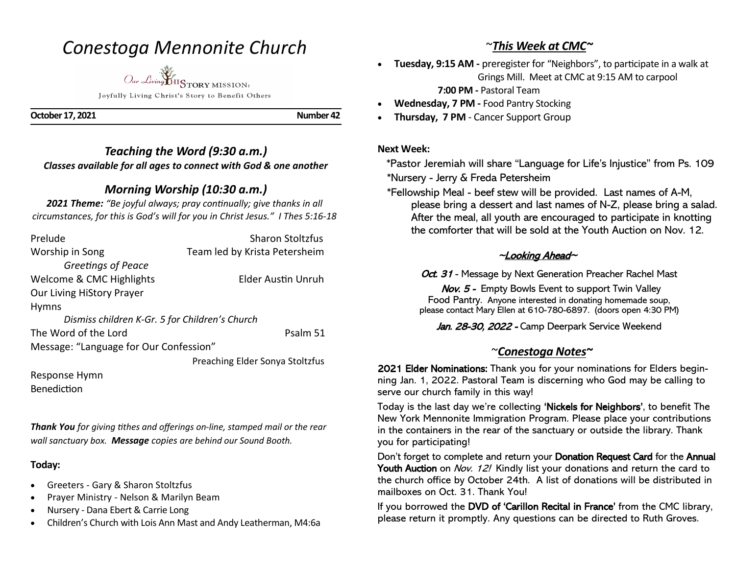# Conestoga Mennonite Church

Our Living HiSTORY MISSION:

Joyfully Living Christ's Story to Benefit Others

**October 17, 2021** **Number 42**

## *Teaching the Word (9:30 a.m.)*

***Classes available for all ages to connect with God & one another***

## *Morning Worship (10:30 a.m.)*

***2021 Theme:*** *"Be joyful always; pray continually; give thanks in all circumstances, for this is God's will for you in Christ Jesus." I Thes 5:16-18*

Prelude — Sharon Stoltzfus

Worship in Song — Team led by Krista Petersheim

*Greetings of Peace*

Welcome & CMC Highlights — Elder Austin Unruh

Our Living HiStory Prayer

Hymns

*Dismiss children K-Gr. 5 for Children's Church*

The Word of the Lord — Psalm 51

Message: "Language for Our Confession"

Preaching Elder Sonya Stoltzfus

Response Hymn

Benediction

***Thank You*** *for giving tithes and offerings on-line, stamped mail or the rear wall sanctuary box.* ***Message*** *copies are behind our Sound Booth.*

### Today:

- Greeters - Gary & Sharon Stoltzfus
- Prayer Ministry - Nelson & Marilyn Beam
- Nursery - Dana Ebert & Carrie Long
- Children's Church with Lois Ann Mast and Andy Leatherman, M4:6a

## ~*This Week at CMC*~

- **Tuesday, 9:15 AM -** preregister for "Neighbors", to participate in a walk at Grings Mill. Meet at CMC at 9:15 AM to carpool
  **7:00 PM -** Pastoral Team
- **Wednesday, 7 PM -** Food Pantry Stocking
- **Thursday, 7 PM** - Cancer Support Group

**Next Week:**

*Pastor Jeremiah will share "Language for Life's Injustice" from Ps. 109

*Nursery - Jerry & Freda Petersheim

*Fellowship Meal - beef stew will be provided. Last names of A-M, please bring a dessert and last names of N-Z, please bring a salad. After the meal, all youth are encouraged to participate in knotting the comforter that will be sold at the Youth Auction on Nov. 12.

## ~*Looking Ahead*~

*Oct. 31* - Message by Next Generation Preacher Rachel Mast

*Nov. 5 -* Empty Bowls Event to support Twin Valley Food Pantry. Anyone interested in donating homemade soup, please contact Mary Ellen at 610-780-6897. (doors open 4:30 PM)

*Jan. 28-30, 2022 -* Camp Deerpark Service Weekend

## ~*Conestoga Notes*~

**2021 Elder Nominations:** Thank you for your nominations for Elders beginning Jan. 1, 2022. Pastoral Team is discerning who God may be calling to serve our church family in this way!

Today is the last day we're collecting **'Nickels for Neighbors'**, to benefit The New York Mennonite Immigration Program. Please place your contributions in the containers in the rear of the sanctuary or outside the library. Thank you for participating!

Don't forget to complete and return your **Donation Request Card** for the **Annual Youth Auction** on *Nov. 12!* Kindly list your donations and return the card to the church office by October 24th. A list of donations will be distributed in mailboxes on Oct. 31. Thank You!

If you borrowed the **DVD of 'Carillon Recital in France'** from the CMC library, please return it promptly. Any questions can be directed to Ruth Groves.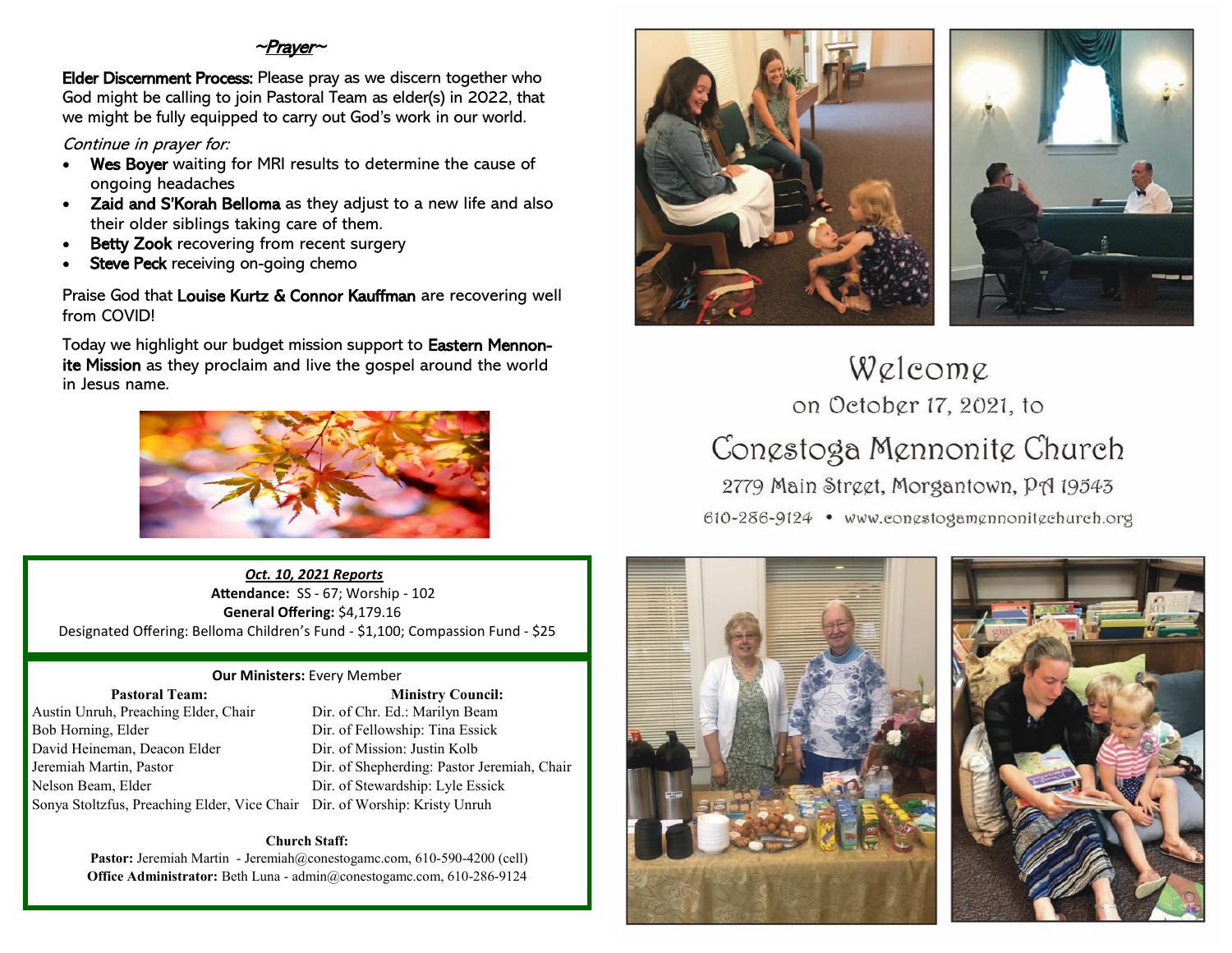## ~*Prayer*~

**Elder Discernment Process:** Please pray as we discern together who God might be calling to join Pastoral Team as elder(s) in 2022, that we might be fully equipped to carry out God's work in our world.

*Continue in prayer for:*

- **Wes Boyer** waiting for MRI results to determine the cause of ongoing headaches
- **Zaid and S'Korah Belloma** as they adjust to a new life and also their older siblings taking care of them.
- **Betty Zook** recovering from recent surgery
- **Steve Peck** receiving on-going chemo

Praise God that **Louise Kurtz & Connor Kauffman** are recovering well from COVID!

Today we highlight our budget mission support to **Eastern Mennonite Mission** as they proclaim and live the gospel around the world in Jesus name.

***Oct. 10, 2021 Reports***

**Attendance:** SS - 67; Worship - 102

**General Offering:** $4,179.16

Designated Offering: Belloma Children's Fund - $1,100; Compassion Fund - $25

**Our Ministers:** Every Member

| **Pastoral Team:** | **Ministry Council:** |
| --- | --- |
| Austin Unruh, Preaching Elder, Chair | Dir. of Chr. Ed.: Marilyn Beam |
| Bob Horning, Elder | Dir. of Fellowship: Tina Essick |
| David Heineman, Deacon Elder | Dir. of Mission: Justin Kolb |
| Jeremiah Martin, Pastor | Dir. of Shepherding: Pastor Jeremiah, Chair |
| Nelson Beam, Elder | Dir. of Stewardship: Lyle Essick |
| Sonya Stoltzfus, Preaching Elder, Vice Chair | Dir. of Worship: Kristy Unruh |

**Church Staff:**

**Pastor:** Jeremiah Martin - Jeremiah@conestogamc.com, 610-590-4200 (cell)

**Office Administrator:** Beth Luna - admin@conestogamc.com, 610-286-9124

# Welcome

on October 17, 2021, to

# Conestoga Mennonite Church

2779 Main Street, Morgantown, PA 19543

610-286-9124 • www.conestogamennonitechurch.org